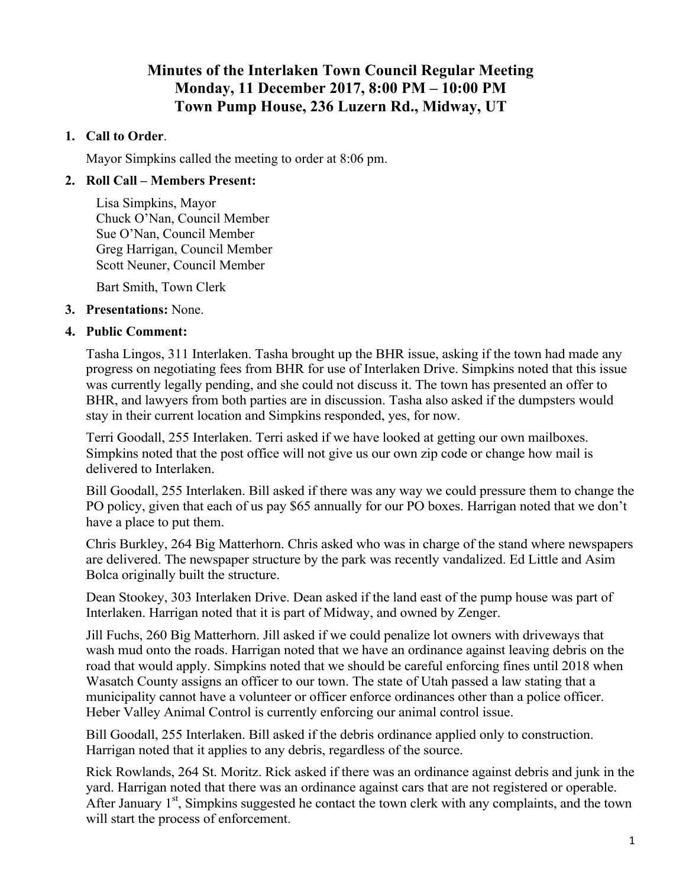# Minutes of the Interlaken Town Council Regular Meeting
# Monday, 11 December 2017, 8:00 PM – 10:00 PM
# Town Pump House, 236 Luzern Rd., Midway, UT

1. **Call to Order**.

   Mayor Simpkins called the meeting to order at 8:06 pm.

2. **Roll Call – Members Present:**

   Lisa Simpkins, Mayor
   Chuck O'Nan, Council Member
   Sue O'Nan, Council Member
   Greg Harrigan, Council Member
   Scott Neuner, Council Member

   Bart Smith, Town Clerk

3. **Presentations:** None.

4. **Public Comment:**

   Tasha Lingos, 311 Interlaken. Tasha brought up the BHR issue, asking if the town had made any progress on negotiating fees from BHR for use of Interlaken Drive. Simpkins noted that this issue was currently legally pending, and she could not discuss it. The town has presented an offer to BHR, and lawyers from both parties are in discussion. Tasha also asked if the dumpsters would stay in their current location and Simpkins responded, yes, for now.

   Terri Goodall, 255 Interlaken. Terri asked if we have looked at getting our own mailboxes. Simpkins noted that the post office will not give us our own zip code or change how mail is delivered to Interlaken.

   Bill Goodall, 255 Interlaken. Bill asked if there was any way we could pressure them to change the PO policy, given that each of us pay $65 annually for our PO boxes. Harrigan noted that we don't have a place to put them.

   Chris Burkley, 264 Big Matterhorn. Chris asked who was in charge of the stand where newspapers are delivered. The newspaper structure by the park was recently vandalized. Ed Little and Asim Bolca originally built the structure.

   Dean Stookey, 303 Interlaken Drive. Dean asked if the land east of the pump house was part of Interlaken. Harrigan noted that it is part of Midway, and owned by Zenger.

   Jill Fuchs, 260 Big Matterhorn. Jill asked if we could penalize lot owners with driveways that wash mud onto the roads. Harrigan noted that we have an ordinance against leaving debris on the road that would apply. Simpkins noted that we should be careful enforcing fines until 2018 when Wasatch County assigns an officer to our town. The state of Utah passed a law stating that a municipality cannot have a volunteer or officer enforce ordinances other than a police officer. Heber Valley Animal Control is currently enforcing our animal control issue.

   Bill Goodall, 255 Interlaken. Bill asked if the debris ordinance applied only to construction. Harrigan noted that it applies to any debris, regardless of the source.

   Rick Rowlands, 264 St. Moritz. Rick asked if there was an ordinance against debris and junk in the yard. Harrigan noted that there was an ordinance against cars that are not registered or operable. After January 1st, Simpkins suggested he contact the town clerk with any complaints, and the town will start the process of enforcement.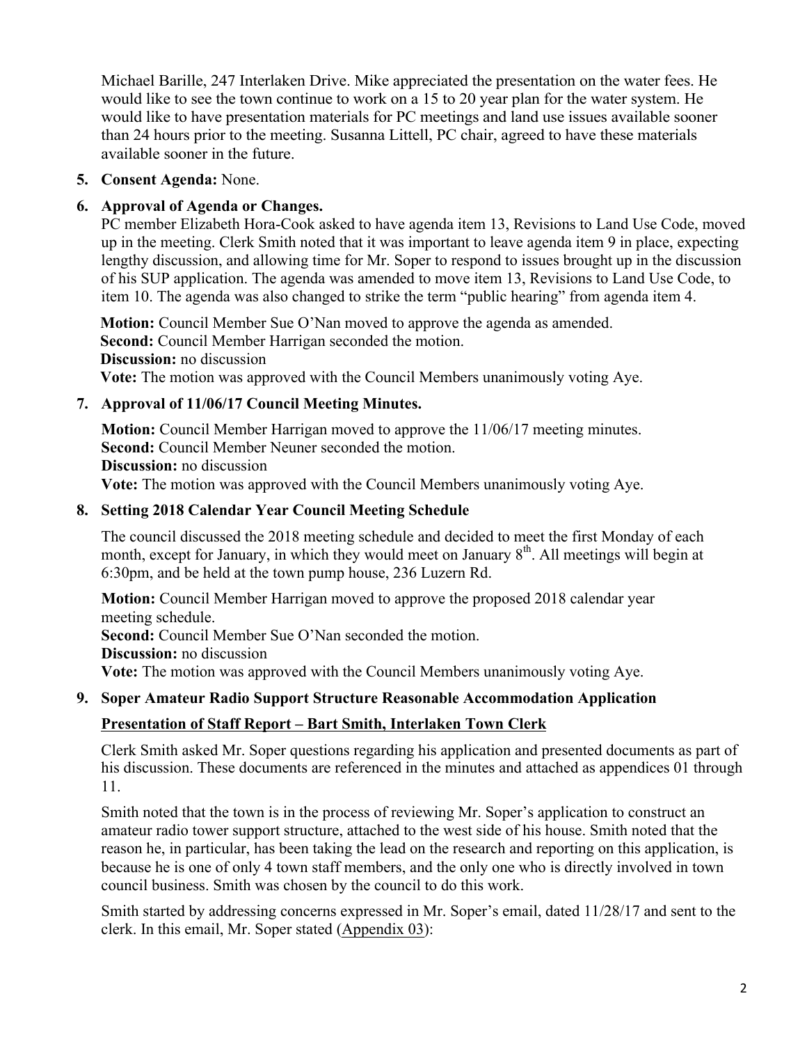Michael Barille, 247 Interlaken Drive. Mike appreciated the presentation on the water fees. He would like to see the town continue to work on a 15 to 20 year plan for the water system. He would like to have presentation materials for PC meetings and land use issues available sooner than 24 hours prior to the meeting. Susanna Littell, PC chair, agreed to have these materials available sooner in the future.

5. **Consent Agenda:** None.

6. **Approval of Agenda or Changes.**

   PC member Elizabeth Hora-Cook asked to have agenda item 13, Revisions to Land Use Code, moved up in the meeting. Clerk Smith noted that it was important to leave agenda item 9 in place, expecting lengthy discussion, and allowing time for Mr. Soper to respond to issues brought up in the discussion of his SUP application. The agenda was amended to move item 13, Revisions to Land Use Code, to item 10. The agenda was also changed to strike the term "public hearing" from agenda item 4.

   **Motion:** Council Member Sue O'Nan moved to approve the agenda as amended.
   **Second:** Council Member Harrigan seconded the motion.
   **Discussion:** no discussion
   **Vote:** The motion was approved with the Council Members unanimously voting Aye.

7. **Approval of 11/06/17 Council Meeting Minutes.**

   **Motion:** Council Member Harrigan moved to approve the 11/06/17 meeting minutes.
   **Second:** Council Member Neuner seconded the motion.
   **Discussion:** no discussion
   **Vote:** The motion was approved with the Council Members unanimously voting Aye.

8. **Setting 2018 Calendar Year Council Meeting Schedule**

   The council discussed the 2018 meeting schedule and decided to meet the first Monday of each month, except for January, in which they would meet on January 8th. All meetings will begin at 6:30pm, and be held at the town pump house, 236 Luzern Rd.

   **Motion:** Council Member Harrigan moved to approve the proposed 2018 calendar year meeting schedule.
   **Second:** Council Member Sue O'Nan seconded the motion.
   **Discussion:** no discussion
   **Vote:** The motion was approved with the Council Members unanimously voting Aye.

9. **Soper Amateur Radio Support Structure Reasonable Accommodation Application**

   **Presentation of Staff Report – Bart Smith, Interlaken Town Clerk**

   Clerk Smith asked Mr. Soper questions regarding his application and presented documents as part of his discussion. These documents are referenced in the minutes and attached as appendices 01 through 11.

   Smith noted that the town is in the process of reviewing Mr. Soper's application to construct an amateur radio tower support structure, attached to the west side of his house. Smith noted that the reason he, in particular, has been taking the lead on the research and reporting on this application, is because he is one of only 4 town staff members, and the only one who is directly involved in town council business. Smith was chosen by the council to do this work.

   Smith started by addressing concerns expressed in Mr. Soper's email, dated 11/28/17 and sent to the clerk. In this email, Mr. Soper stated (Appendix 03):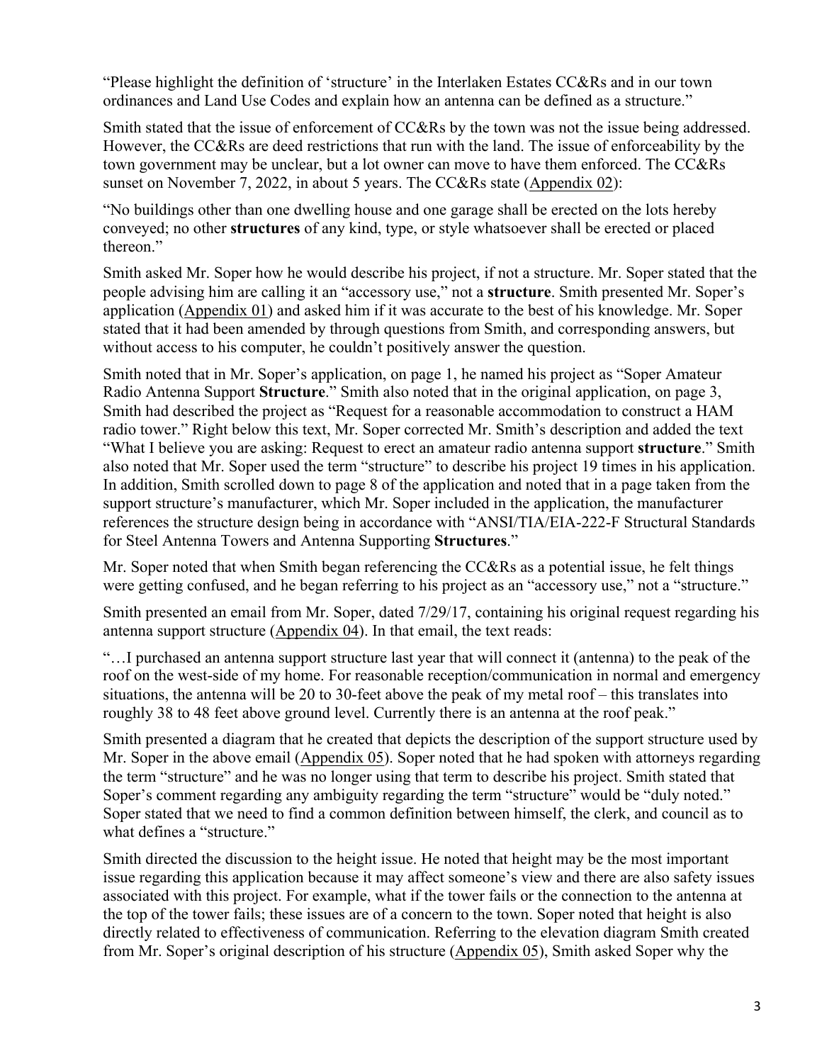"Please highlight the definition of 'structure' in the Interlaken Estates CC&Rs and in our town ordinances and Land Use Codes and explain how an antenna can be defined as a structure."

Smith stated that the issue of enforcement of CC&Rs by the town was not the issue being addressed. However, the CC&Rs are deed restrictions that run with the land. The issue of enforceability by the town government may be unclear, but a lot owner can move to have them enforced. The CC&Rs sunset on November 7, 2022, in about 5 years. The CC&Rs state (Appendix 02):

"No buildings other than one dwelling house and one garage shall be erected on the lots hereby conveyed; no other **structures** of any kind, type, or style whatsoever shall be erected or placed thereon."

Smith asked Mr. Soper how he would describe his project, if not a structure. Mr. Soper stated that the people advising him are calling it an "accessory use," not a **structure**. Smith presented Mr. Soper's application (Appendix 01) and asked him if it was accurate to the best of his knowledge. Mr. Soper stated that it had been amended by through questions from Smith, and corresponding answers, but without access to his computer, he couldn't positively answer the question.

Smith noted that in Mr. Soper's application, on page 1, he named his project as "Soper Amateur Radio Antenna Support **Structure**." Smith also noted that in the original application, on page 3, Smith had described the project as "Request for a reasonable accommodation to construct a HAM radio tower." Right below this text, Mr. Soper corrected Mr. Smith's description and added the text "What I believe you are asking: Request to erect an amateur radio antenna support **structure**." Smith also noted that Mr. Soper used the term "structure" to describe his project 19 times in his application. In addition, Smith scrolled down to page 8 of the application and noted that in a page taken from the support structure's manufacturer, which Mr. Soper included in the application, the manufacturer references the structure design being in accordance with "ANSI/TIA/EIA-222-F Structural Standards for Steel Antenna Towers and Antenna Supporting **Structures**."

Mr. Soper noted that when Smith began referencing the CC&Rs as a potential issue, he felt things were getting confused, and he began referring to his project as an "accessory use," not a "structure."

Smith presented an email from Mr. Soper, dated 7/29/17, containing his original request regarding his antenna support structure (Appendix 04). In that email, the text reads:

"…I purchased an antenna support structure last year that will connect it (antenna) to the peak of the roof on the west-side of my home. For reasonable reception/communication in normal and emergency situations, the antenna will be 20 to 30-feet above the peak of my metal roof – this translates into roughly 38 to 48 feet above ground level. Currently there is an antenna at the roof peak."

Smith presented a diagram that he created that depicts the description of the support structure used by Mr. Soper in the above email (Appendix 05). Soper noted that he had spoken with attorneys regarding the term "structure" and he was no longer using that term to describe his project. Smith stated that Soper's comment regarding any ambiguity regarding the term "structure" would be "duly noted." Soper stated that we need to find a common definition between himself, the clerk, and council as to what defines a "structure."

Smith directed the discussion to the height issue. He noted that height may be the most important issue regarding this application because it may affect someone's view and there are also safety issues associated with this project. For example, what if the tower fails or the connection to the antenna at the top of the tower fails; these issues are of a concern to the town. Soper noted that height is also directly related to effectiveness of communication. Referring to the elevation diagram Smith created from Mr. Soper's original description of his structure (Appendix 05), Smith asked Soper why the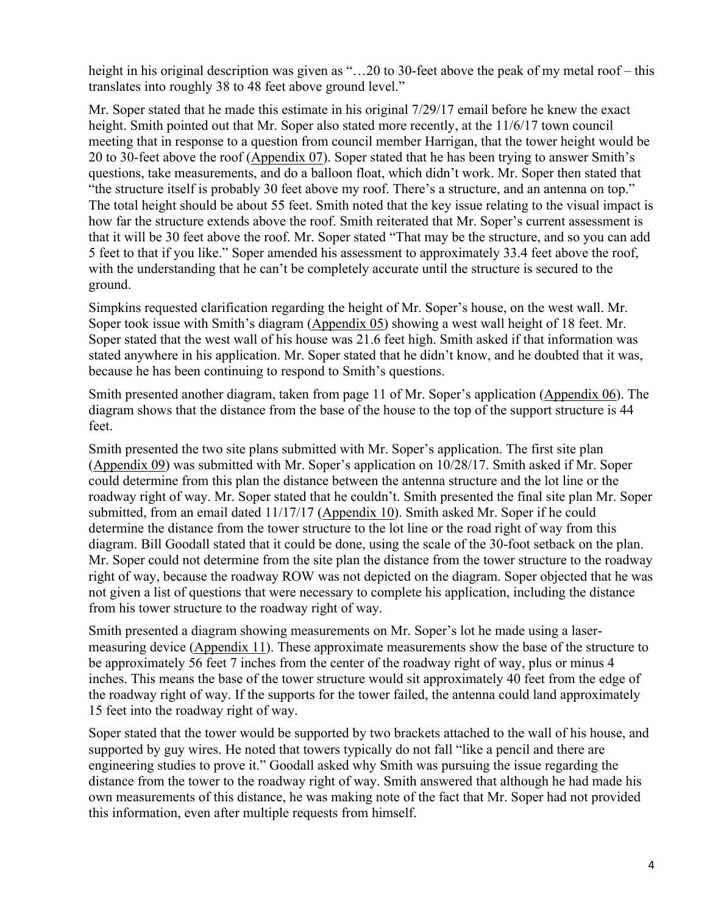height in his original description was given as "…20 to 30-feet above the peak of my metal roof – this translates into roughly 38 to 48 feet above ground level."

Mr. Soper stated that he made this estimate in his original 7/29/17 email before he knew the exact height. Smith pointed out that Mr. Soper also stated more recently, at the 11/6/17 town council meeting that in response to a question from council member Harrigan, that the tower height would be 20 to 30-feet above the roof (Appendix 07). Soper stated that he has been trying to answer Smith's questions, take measurements, and do a balloon float, which didn't work. Mr. Soper then stated that "the structure itself is probably 30 feet above my roof. There's a structure, and an antenna on top." The total height should be about 55 feet. Smith noted that the key issue relating to the visual impact is how far the structure extends above the roof. Smith reiterated that Mr. Soper's current assessment is that it will be 30 feet above the roof. Mr. Soper stated "That may be the structure, and so you can add 5 feet to that if you like." Soper amended his assessment to approximately 33.4 feet above the roof, with the understanding that he can't be completely accurate until the structure is secured to the ground.

Simpkins requested clarification regarding the height of Mr. Soper's house, on the west wall. Mr. Soper took issue with Smith's diagram (Appendix 05) showing a west wall height of 18 feet. Mr. Soper stated that the west wall of his house was 21.6 feet high. Smith asked if that information was stated anywhere in his application. Mr. Soper stated that he didn't know, and he doubted that it was, because he has been continuing to respond to Smith's questions.

Smith presented another diagram, taken from page 11 of Mr. Soper's application (Appendix 06). The diagram shows that the distance from the base of the house to the top of the support structure is 44 feet.

Smith presented the two site plans submitted with Mr. Soper's application. The first site plan (Appendix 09) was submitted with Mr. Soper's application on 10/28/17. Smith asked if Mr. Soper could determine from this plan the distance between the antenna structure and the lot line or the roadway right of way. Mr. Soper stated that he couldn't. Smith presented the final site plan Mr. Soper submitted, from an email dated 11/17/17 (Appendix 10). Smith asked Mr. Soper if he could determine the distance from the tower structure to the lot line or the road right of way from this diagram. Bill Goodall stated that it could be done, using the scale of the 30-foot setback on the plan. Mr. Soper could not determine from the site plan the distance from the tower structure to the roadway right of way, because the roadway ROW was not depicted on the diagram. Soper objected that he was not given a list of questions that were necessary to complete his application, including the distance from his tower structure to the roadway right of way.

Smith presented a diagram showing measurements on Mr. Soper's lot he made using a laser-measuring device (Appendix 11). These approximate measurements show the base of the structure to be approximately 56 feet 7 inches from the center of the roadway right of way, plus or minus 4 inches. This means the base of the tower structure would sit approximately 40 feet from the edge of the roadway right of way. If the supports for the tower failed, the antenna could land approximately 15 feet into the roadway right of way.

Soper stated that the tower would be supported by two brackets attached to the wall of his house, and supported by guy wires. He noted that towers typically do not fall "like a pencil and there are engineering studies to prove it." Goodall asked why Smith was pursuing the issue regarding the distance from the tower to the roadway right of way. Smith answered that although he had made his own measurements of this distance, he was making note of the fact that Mr. Soper had not provided this information, even after multiple requests from himself.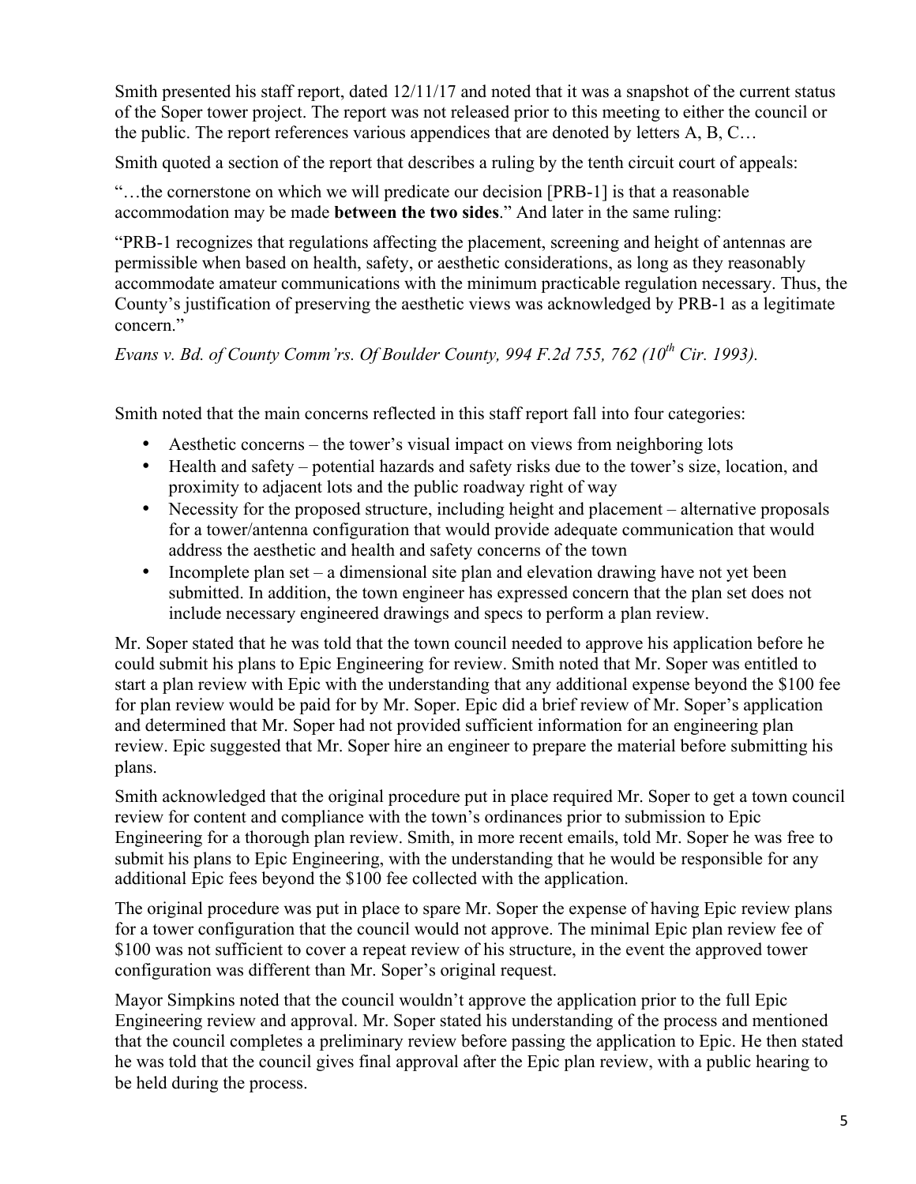Smith presented his staff report, dated 12/11/17 and noted that it was a snapshot of the current status of the Soper tower project. The report was not released prior to this meeting to either the council or the public. The report references various appendices that are denoted by letters A, B, C…

Smith quoted a section of the report that describes a ruling by the tenth circuit court of appeals:

"…the cornerstone on which we will predicate our decision [PRB-1] is that a reasonable accommodation may be made **between the two sides**." And later in the same ruling:

"PRB-1 recognizes that regulations affecting the placement, screening and height of antennas are permissible when based on health, safety, or aesthetic considerations, as long as they reasonably accommodate amateur communications with the minimum practicable regulation necessary. Thus, the County's justification of preserving the aesthetic views was acknowledged by PRB-1 as a legitimate concern."

*Evans v. Bd. of County Comm'rs. Of Boulder County, 994 F.2d 755, 762 (10th Cir. 1993).*

Smith noted that the main concerns reflected in this staff report fall into four categories:

- Aesthetic concerns – the tower's visual impact on views from neighboring lots
- Health and safety – potential hazards and safety risks due to the tower's size, location, and proximity to adjacent lots and the public roadway right of way
- Necessity for the proposed structure, including height and placement – alternative proposals for a tower/antenna configuration that would provide adequate communication that would address the aesthetic and health and safety concerns of the town
- Incomplete plan set – a dimensional site plan and elevation drawing have not yet been submitted. In addition, the town engineer has expressed concern that the plan set does not include necessary engineered drawings and specs to perform a plan review.

Mr. Soper stated that he was told that the town council needed to approve his application before he could submit his plans to Epic Engineering for review. Smith noted that Mr. Soper was entitled to start a plan review with Epic with the understanding that any additional expense beyond the $100 fee for plan review would be paid for by Mr. Soper. Epic did a brief review of Mr. Soper's application and determined that Mr. Soper had not provided sufficient information for an engineering plan review. Epic suggested that Mr. Soper hire an engineer to prepare the material before submitting his plans.

Smith acknowledged that the original procedure put in place required Mr. Soper to get a town council review for content and compliance with the town's ordinances prior to submission to Epic Engineering for a thorough plan review. Smith, in more recent emails, told Mr. Soper he was free to submit his plans to Epic Engineering, with the understanding that he would be responsible for any additional Epic fees beyond the $100 fee collected with the application.

The original procedure was put in place to spare Mr. Soper the expense of having Epic review plans for a tower configuration that the council would not approve. The minimal Epic plan review fee of $100 was not sufficient to cover a repeat review of his structure, in the event the approved tower configuration was different than Mr. Soper's original request.

Mayor Simpkins noted that the council wouldn't approve the application prior to the full Epic Engineering review and approval. Mr. Soper stated his understanding of the process and mentioned that the council completes a preliminary review before passing the application to Epic. He then stated he was told that the council gives final approval after the Epic plan review, with a public hearing to be held during the process.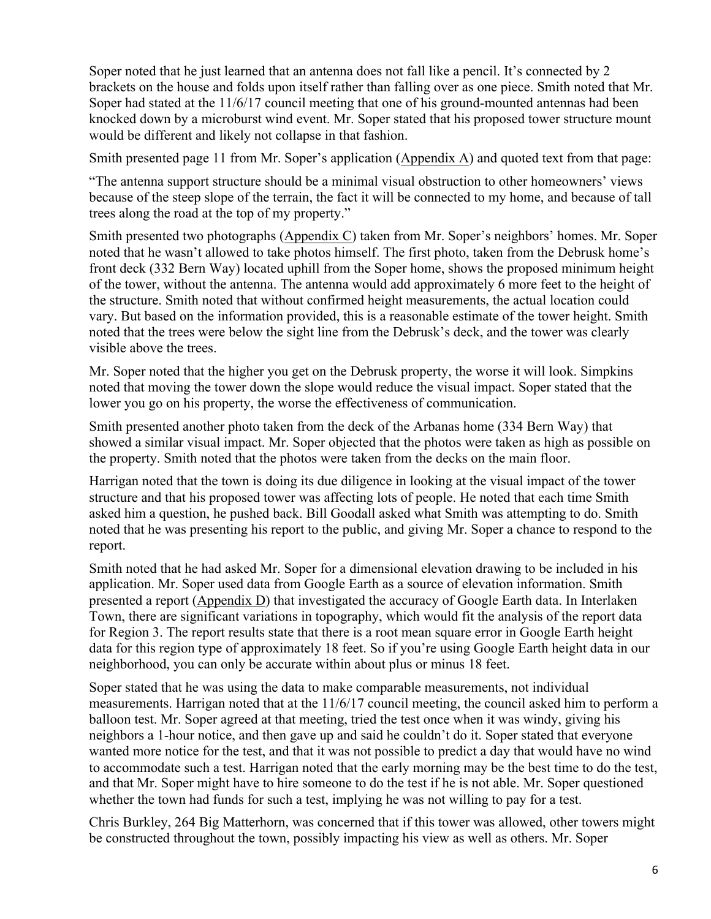Soper noted that he just learned that an antenna does not fall like a pencil. It's connected by 2 brackets on the house and folds upon itself rather than falling over as one piece. Smith noted that Mr. Soper had stated at the 11/6/17 council meeting that one of his ground-mounted antennas had been knocked down by a microburst wind event. Mr. Soper stated that his proposed tower structure mount would be different and likely not collapse in that fashion.

Smith presented page 11 from Mr. Soper's application (Appendix A) and quoted text from that page:

"The antenna support structure should be a minimal visual obstruction to other homeowners' views because of the steep slope of the terrain, the fact it will be connected to my home, and because of tall trees along the road at the top of my property."

Smith presented two photographs (Appendix C) taken from Mr. Soper's neighbors' homes. Mr. Soper noted that he wasn't allowed to take photos himself. The first photo, taken from the Debrusk home's front deck (332 Bern Way) located uphill from the Soper home, shows the proposed minimum height of the tower, without the antenna. The antenna would add approximately 6 more feet to the height of the structure. Smith noted that without confirmed height measurements, the actual location could vary. But based on the information provided, this is a reasonable estimate of the tower height. Smith noted that the trees were below the sight line from the Debrusk's deck, and the tower was clearly visible above the trees.

Mr. Soper noted that the higher you get on the Debrusk property, the worse it will look. Simpkins noted that moving the tower down the slope would reduce the visual impact. Soper stated that the lower you go on his property, the worse the effectiveness of communication.

Smith presented another photo taken from the deck of the Arbanas home (334 Bern Way) that showed a similar visual impact. Mr. Soper objected that the photos were taken as high as possible on the property. Smith noted that the photos were taken from the decks on the main floor.

Harrigan noted that the town is doing its due diligence in looking at the visual impact of the tower structure and that his proposed tower was affecting lots of people. He noted that each time Smith asked him a question, he pushed back. Bill Goodall asked what Smith was attempting to do. Smith noted that he was presenting his report to the public, and giving Mr. Soper a chance to respond to the report.

Smith noted that he had asked Mr. Soper for a dimensional elevation drawing to be included in his application. Mr. Soper used data from Google Earth as a source of elevation information. Smith presented a report (Appendix D) that investigated the accuracy of Google Earth data. In Interlaken Town, there are significant variations in topography, which would fit the analysis of the report data for Region 3. The report results state that there is a root mean square error in Google Earth height data for this region type of approximately 18 feet. So if you're using Google Earth height data in our neighborhood, you can only be accurate within about plus or minus 18 feet.

Soper stated that he was using the data to make comparable measurements, not individual measurements. Harrigan noted that at the 11/6/17 council meeting, the council asked him to perform a balloon test. Mr. Soper agreed at that meeting, tried the test once when it was windy, giving his neighbors a 1-hour notice, and then gave up and said he couldn't do it. Soper stated that everyone wanted more notice for the test, and that it was not possible to predict a day that would have no wind to accommodate such a test. Harrigan noted that the early morning may be the best time to do the test, and that Mr. Soper might have to hire someone to do the test if he is not able. Mr. Soper questioned whether the town had funds for such a test, implying he was not willing to pay for a test.

Chris Burkley, 264 Big Matterhorn, was concerned that if this tower was allowed, other towers might be constructed throughout the town, possibly impacting his view as well as others. Mr. Soper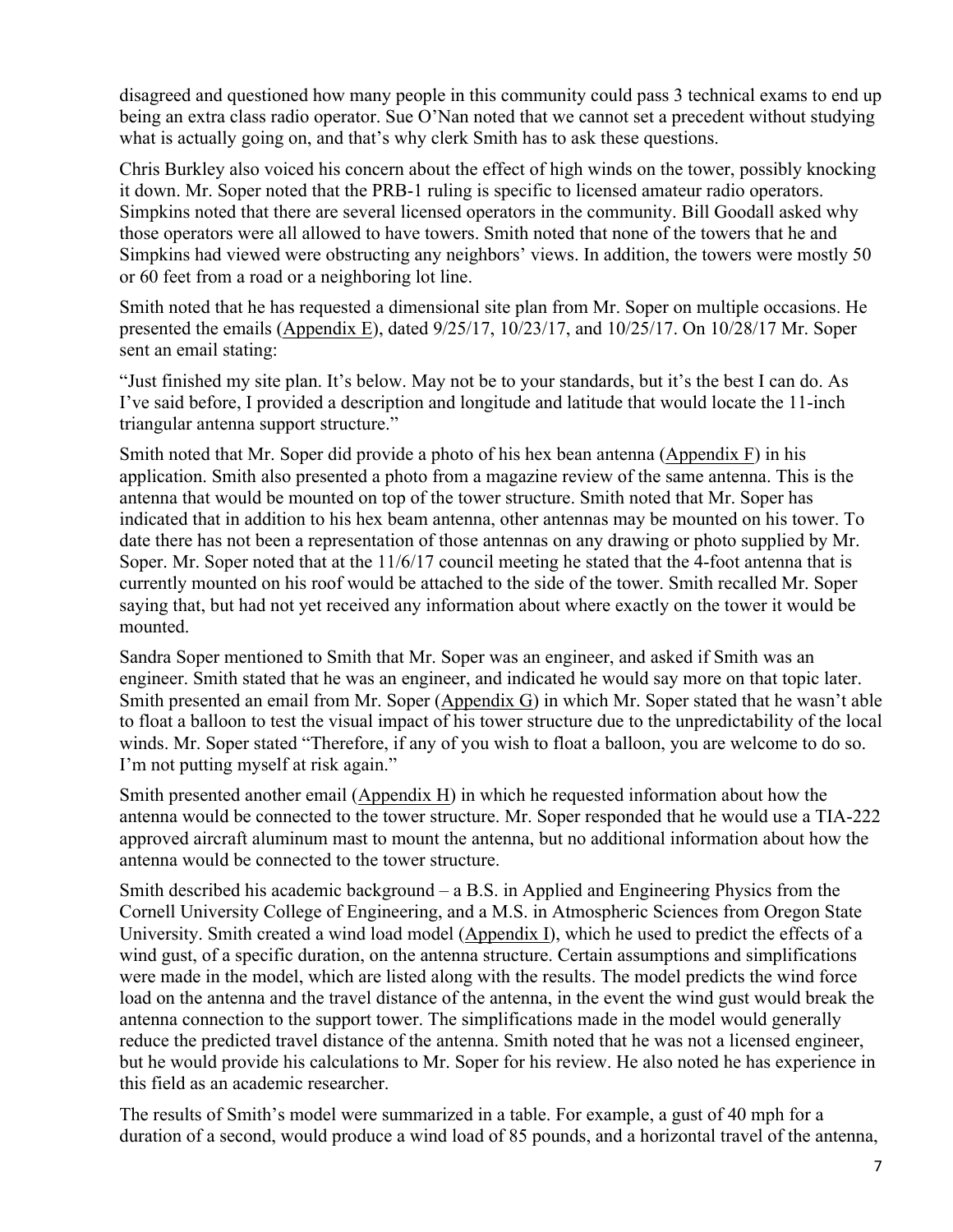disagreed and questioned how many people in this community could pass 3 technical exams to end up being an extra class radio operator. Sue O'Nan noted that we cannot set a precedent without studying what is actually going on, and that's why clerk Smith has to ask these questions.

Chris Burkley also voiced his concern about the effect of high winds on the tower, possibly knocking it down. Mr. Soper noted that the PRB-1 ruling is specific to licensed amateur radio operators. Simpkins noted that there are several licensed operators in the community. Bill Goodall asked why those operators were all allowed to have towers. Smith noted that none of the towers that he and Simpkins had viewed were obstructing any neighbors' views. In addition, the towers were mostly 50 or 60 feet from a road or a neighboring lot line.

Smith noted that he has requested a dimensional site plan from Mr. Soper on multiple occasions. He presented the emails (Appendix E), dated 9/25/17, 10/23/17, and 10/25/17. On 10/28/17 Mr. Soper sent an email stating:

"Just finished my site plan. It's below. May not be to your standards, but it's the best I can do. As I've said before, I provided a description and longitude and latitude that would locate the 11-inch triangular antenna support structure."

Smith noted that Mr. Soper did provide a photo of his hex bean antenna (Appendix F) in his application. Smith also presented a photo from a magazine review of the same antenna. This is the antenna that would be mounted on top of the tower structure. Smith noted that Mr. Soper has indicated that in addition to his hex beam antenna, other antennas may be mounted on his tower. To date there has not been a representation of those antennas on any drawing or photo supplied by Mr. Soper. Mr. Soper noted that at the 11/6/17 council meeting he stated that the 4-foot antenna that is currently mounted on his roof would be attached to the side of the tower. Smith recalled Mr. Soper saying that, but had not yet received any information about where exactly on the tower it would be mounted.

Sandra Soper mentioned to Smith that Mr. Soper was an engineer, and asked if Smith was an engineer. Smith stated that he was an engineer, and indicated he would say more on that topic later. Smith presented an email from Mr. Soper (Appendix G) in which Mr. Soper stated that he wasn't able to float a balloon to test the visual impact of his tower structure due to the unpredictability of the local winds. Mr. Soper stated "Therefore, if any of you wish to float a balloon, you are welcome to do so. I'm not putting myself at risk again."

Smith presented another email (Appendix H) in which he requested information about how the antenna would be connected to the tower structure. Mr. Soper responded that he would use a TIA-222 approved aircraft aluminum mast to mount the antenna, but no additional information about how the antenna would be connected to the tower structure.

Smith described his academic background – a B.S. in Applied and Engineering Physics from the Cornell University College of Engineering, and a M.S. in Atmospheric Sciences from Oregon State University. Smith created a wind load model (Appendix I), which he used to predict the effects of a wind gust, of a specific duration, on the antenna structure. Certain assumptions and simplifications were made in the model, which are listed along with the results. The model predicts the wind force load on the antenna and the travel distance of the antenna, in the event the wind gust would break the antenna connection to the support tower. The simplifications made in the model would generally reduce the predicted travel distance of the antenna. Smith noted that he was not a licensed engineer, but he would provide his calculations to Mr. Soper for his review. He also noted he has experience in this field as an academic researcher.

The results of Smith's model were summarized in a table. For example, a gust of 40 mph for a duration of a second, would produce a wind load of 85 pounds, and a horizontal travel of the antenna,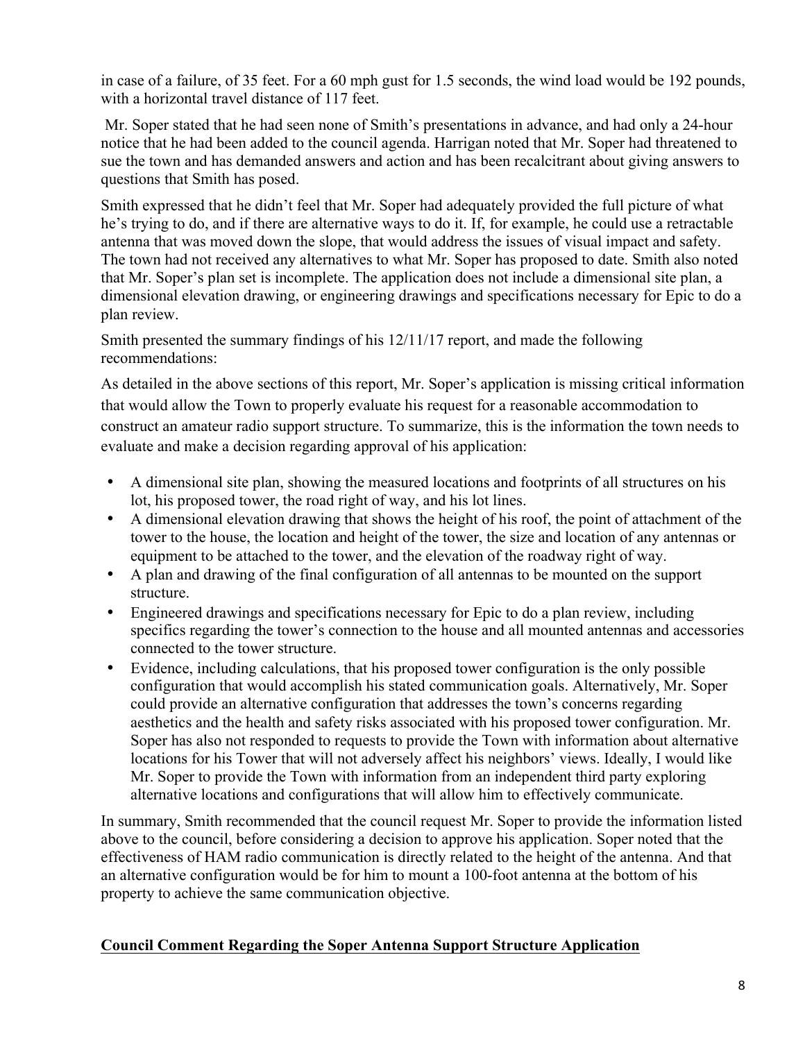in case of a failure, of 35 feet. For a 60 mph gust for 1.5 seconds, the wind load would be 192 pounds, with a horizontal travel distance of 117 feet.

Mr. Soper stated that he had seen none of Smith's presentations in advance, and had only a 24-hour notice that he had been added to the council agenda. Harrigan noted that Mr. Soper had threatened to sue the town and has demanded answers and action and has been recalcitrant about giving answers to questions that Smith has posed.

Smith expressed that he didn't feel that Mr. Soper had adequately provided the full picture of what he's trying to do, and if there are alternative ways to do it. If, for example, he could use a retractable antenna that was moved down the slope, that would address the issues of visual impact and safety. The town had not received any alternatives to what Mr. Soper has proposed to date. Smith also noted that Mr. Soper's plan set is incomplete. The application does not include a dimensional site plan, a dimensional elevation drawing, or engineering drawings and specifications necessary for Epic to do a plan review.

Smith presented the summary findings of his 12/11/17 report, and made the following recommendations:

As detailed in the above sections of this report, Mr. Soper's application is missing critical information that would allow the Town to properly evaluate his request for a reasonable accommodation to construct an amateur radio support structure. To summarize, this is the information the town needs to evaluate and make a decision regarding approval of his application:

- A dimensional site plan, showing the measured locations and footprints of all structures on his lot, his proposed tower, the road right of way, and his lot lines.
- A dimensional elevation drawing that shows the height of his roof, the point of attachment of the tower to the house, the location and height of the tower, the size and location of any antennas or equipment to be attached to the tower, and the elevation of the roadway right of way.
- A plan and drawing of the final configuration of all antennas to be mounted on the support structure.
- Engineered drawings and specifications necessary for Epic to do a plan review, including specifics regarding the tower's connection to the house and all mounted antennas and accessories connected to the tower structure.
- Evidence, including calculations, that his proposed tower configuration is the only possible configuration that would accomplish his stated communication goals. Alternatively, Mr. Soper could provide an alternative configuration that addresses the town's concerns regarding aesthetics and the health and safety risks associated with his proposed tower configuration. Mr. Soper has also not responded to requests to provide the Town with information about alternative locations for his Tower that will not adversely affect his neighbors' views. Ideally, I would like Mr. Soper to provide the Town with information from an independent third party exploring alternative locations and configurations that will allow him to effectively communicate.

In summary, Smith recommended that the council request Mr. Soper to provide the information listed above to the council, before considering a decision to approve his application. Soper noted that the effectiveness of HAM radio communication is directly related to the height of the antenna. And that an alternative configuration would be for him to mount a 100-foot antenna at the bottom of his property to achieve the same communication objective.

**Council Comment Regarding the Soper Antenna Support Structure Application**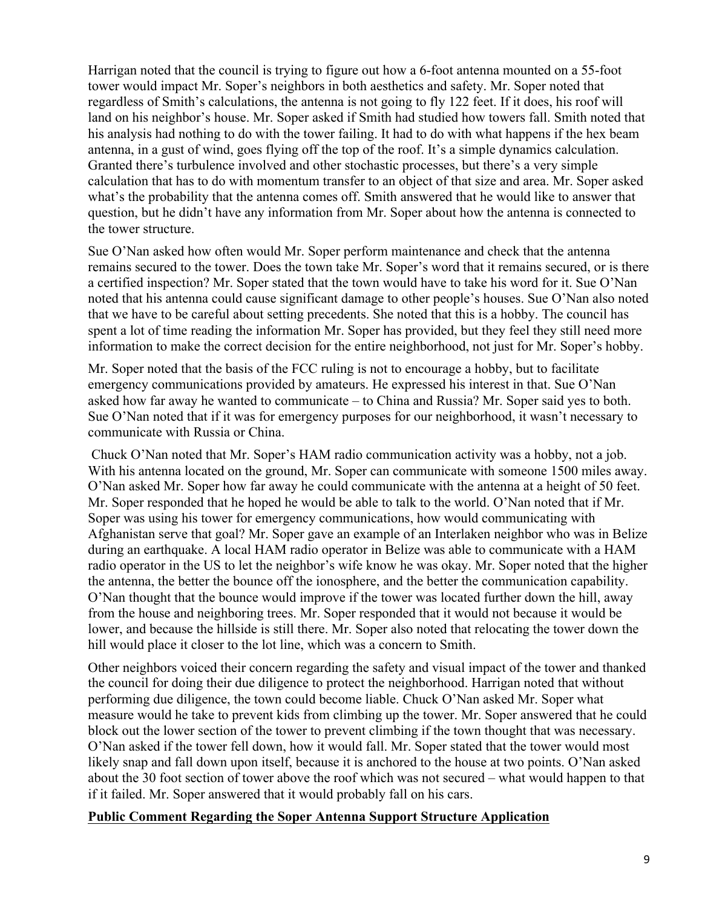Harrigan noted that the council is trying to figure out how a 6-foot antenna mounted on a 55-foot tower would impact Mr. Soper's neighbors in both aesthetics and safety. Mr. Soper noted that regardless of Smith's calculations, the antenna is not going to fly 122 feet. If it does, his roof will land on his neighbor's house. Mr. Soper asked if Smith had studied how towers fall. Smith noted that his analysis had nothing to do with the tower failing. It had to do with what happens if the hex beam antenna, in a gust of wind, goes flying off the top of the roof. It's a simple dynamics calculation. Granted there's turbulence involved and other stochastic processes, but there's a very simple calculation that has to do with momentum transfer to an object of that size and area. Mr. Soper asked what's the probability that the antenna comes off. Smith answered that he would like to answer that question, but he didn't have any information from Mr. Soper about how the antenna is connected to the tower structure.

Sue O'Nan asked how often would Mr. Soper perform maintenance and check that the antenna remains secured to the tower. Does the town take Mr. Soper's word that it remains secured, or is there a certified inspection? Mr. Soper stated that the town would have to take his word for it. Sue O'Nan noted that his antenna could cause significant damage to other people's houses. Sue O'Nan also noted that we have to be careful about setting precedents. She noted that this is a hobby. The council has spent a lot of time reading the information Mr. Soper has provided, but they feel they still need more information to make the correct decision for the entire neighborhood, not just for Mr. Soper's hobby.

Mr. Soper noted that the basis of the FCC ruling is not to encourage a hobby, but to facilitate emergency communications provided by amateurs. He expressed his interest in that. Sue O'Nan asked how far away he wanted to communicate – to China and Russia? Mr. Soper said yes to both. Sue O'Nan noted that if it was for emergency purposes for our neighborhood, it wasn't necessary to communicate with Russia or China.

Chuck O'Nan noted that Mr. Soper's HAM radio communication activity was a hobby, not a job. With his antenna located on the ground, Mr. Soper can communicate with someone 1500 miles away. O'Nan asked Mr. Soper how far away he could communicate with the antenna at a height of 50 feet. Mr. Soper responded that he hoped he would be able to talk to the world. O'Nan noted that if Mr. Soper was using his tower for emergency communications, how would communicating with Afghanistan serve that goal? Mr. Soper gave an example of an Interlaken neighbor who was in Belize during an earthquake. A local HAM radio operator in Belize was able to communicate with a HAM radio operator in the US to let the neighbor's wife know he was okay. Mr. Soper noted that the higher the antenna, the better the bounce off the ionosphere, and the better the communication capability. O'Nan thought that the bounce would improve if the tower was located further down the hill, away from the house and neighboring trees. Mr. Soper responded that it would not because it would be lower, and because the hillside is still there. Mr. Soper also noted that relocating the tower down the hill would place it closer to the lot line, which was a concern to Smith.

Other neighbors voiced their concern regarding the safety and visual impact of the tower and thanked the council for doing their due diligence to protect the neighborhood. Harrigan noted that without performing due diligence, the town could become liable. Chuck O'Nan asked Mr. Soper what measure would he take to prevent kids from climbing up the tower. Mr. Soper answered that he could block out the lower section of the tower to prevent climbing if the town thought that was necessary. O'Nan asked if the tower fell down, how it would fall. Mr. Soper stated that the tower would most likely snap and fall down upon itself, because it is anchored to the house at two points. O'Nan asked about the 30 foot section of tower above the roof which was not secured – what would happen to that if it failed. Mr. Soper answered that it would probably fall on his cars.

**Public Comment Regarding the Soper Antenna Support Structure Application**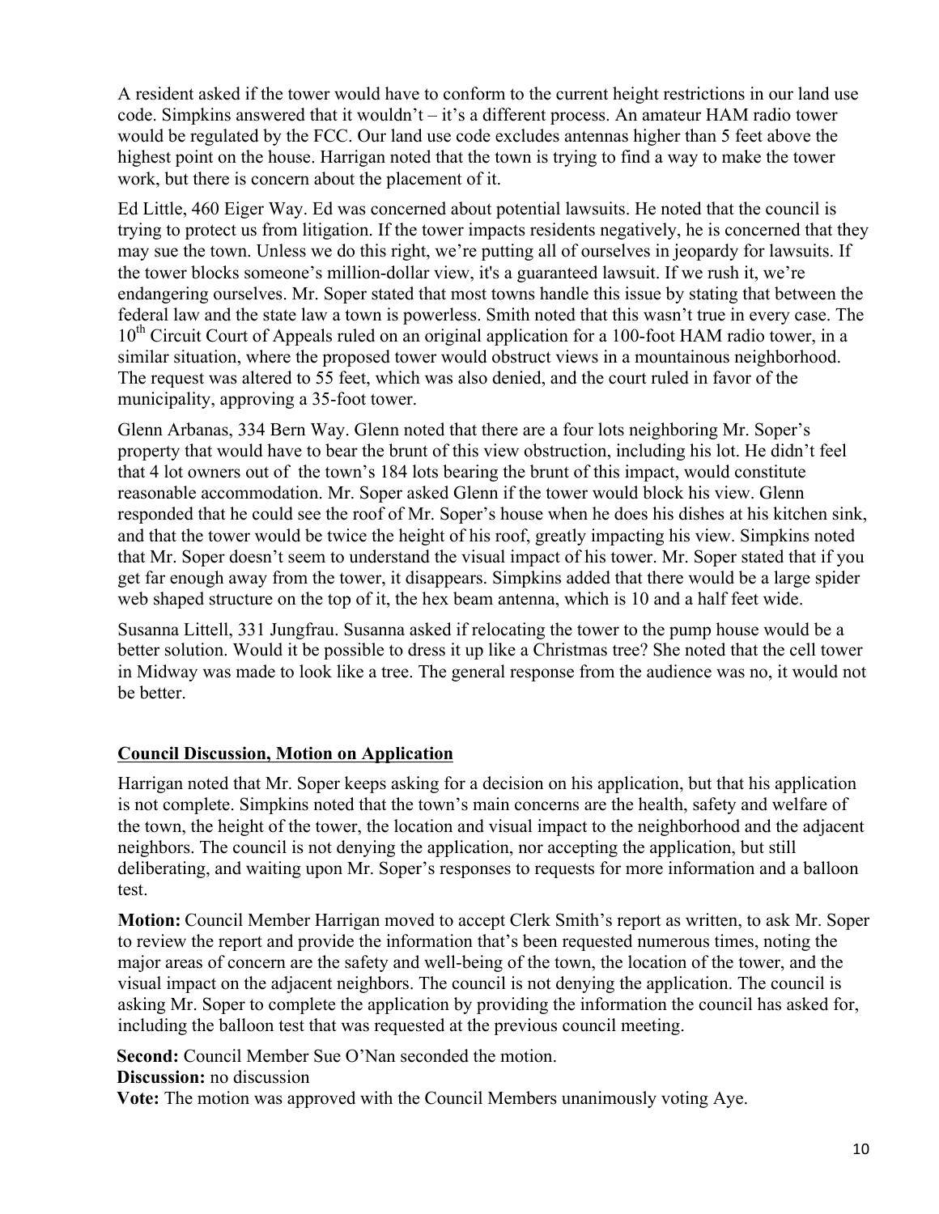A resident asked if the tower would have to conform to the current height restrictions in our land use code. Simpkins answered that it wouldn't – it's a different process. An amateur HAM radio tower would be regulated by the FCC. Our land use code excludes antennas higher than 5 feet above the highest point on the house. Harrigan noted that the town is trying to find a way to make the tower work, but there is concern about the placement of it.

Ed Little, 460 Eiger Way. Ed was concerned about potential lawsuits. He noted that the council is trying to protect us from litigation. If the tower impacts residents negatively, he is concerned that they may sue the town. Unless we do this right, we're putting all of ourselves in jeopardy for lawsuits. If the tower blocks someone's million-dollar view, it's a guaranteed lawsuit. If we rush it, we're endangering ourselves. Mr. Soper stated that most towns handle this issue by stating that between the federal law and the state law a town is powerless. Smith noted that this wasn't true in every case. The 10th Circuit Court of Appeals ruled on an original application for a 100-foot HAM radio tower, in a similar situation, where the proposed tower would obstruct views in a mountainous neighborhood. The request was altered to 55 feet, which was also denied, and the court ruled in favor of the municipality, approving a 35-foot tower.

Glenn Arbanas, 334 Bern Way. Glenn noted that there are a four lots neighboring Mr. Soper's property that would have to bear the brunt of this view obstruction, including his lot. He didn't feel that 4 lot owners out of the town's 184 lots bearing the brunt of this impact, would constitute reasonable accommodation. Mr. Soper asked Glenn if the tower would block his view. Glenn responded that he could see the roof of Mr. Soper's house when he does his dishes at his kitchen sink, and that the tower would be twice the height of his roof, greatly impacting his view. Simpkins noted that Mr. Soper doesn't seem to understand the visual impact of his tower. Mr. Soper stated that if you get far enough away from the tower, it disappears. Simpkins added that there would be a large spider web shaped structure on the top of it, the hex beam antenna, which is 10 and a half feet wide.

Susanna Littell, 331 Jungfrau. Susanna asked if relocating the tower to the pump house would be a better solution. Would it be possible to dress it up like a Christmas tree? She noted that the cell tower in Midway was made to look like a tree. The general response from the audience was no, it would not be better.

## Council Discussion, Motion on Application

Harrigan noted that Mr. Soper keeps asking for a decision on his application, but that his application is not complete. Simpkins noted that the town's main concerns are the health, safety and welfare of the town, the height of the tower, the location and visual impact to the neighborhood and the adjacent neighbors. The council is not denying the application, nor accepting the application, but still deliberating, and waiting upon Mr. Soper's responses to requests for more information and a balloon test.

**Motion:** Council Member Harrigan moved to accept Clerk Smith's report as written, to ask Mr. Soper to review the report and provide the information that's been requested numerous times, noting the major areas of concern are the safety and well-being of the town, the location of the tower, and the visual impact on the adjacent neighbors. The council is not denying the application. The council is asking Mr. Soper to complete the application by providing the information the council has asked for, including the balloon test that was requested at the previous council meeting.

**Second:** Council Member Sue O'Nan seconded the motion.

**Discussion:** no discussion

**Vote:** The motion was approved with the Council Members unanimously voting Aye.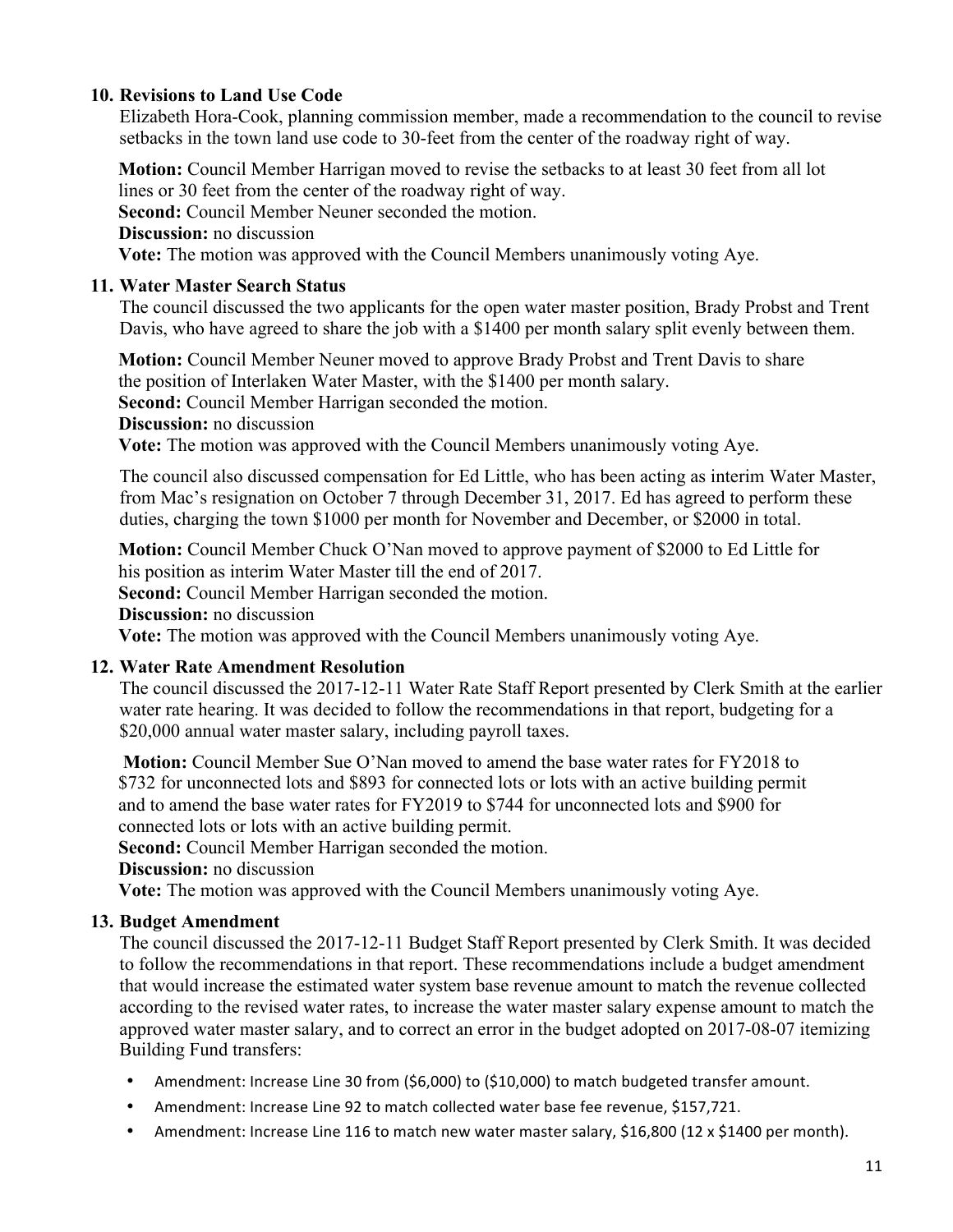**10. Revisions to Land Use Code**

Elizabeth Hora-Cook, planning commission member, made a recommendation to the council to revise setbacks in the town land use code to 30-feet from the center of the roadway right of way.

**Motion:** Council Member Harrigan moved to revise the setbacks to at least 30 feet from all lot lines or 30 feet from the center of the roadway right of way.
**Second:** Council Member Neuner seconded the motion.
**Discussion:** no discussion
**Vote:** The motion was approved with the Council Members unanimously voting Aye.

**11. Water Master Search Status**

The council discussed the two applicants for the open water master position, Brady Probst and Trent Davis, who have agreed to share the job with a $1400 per month salary split evenly between them.

**Motion:** Council Member Neuner moved to approve Brady Probst and Trent Davis to share the position of Interlaken Water Master, with the $1400 per month salary.
**Second:** Council Member Harrigan seconded the motion.
**Discussion:** no discussion
**Vote:** The motion was approved with the Council Members unanimously voting Aye.

The council also discussed compensation for Ed Little, who has been acting as interim Water Master, from Mac's resignation on October 7 through December 31, 2017. Ed has agreed to perform these duties, charging the town $1000 per month for November and December, or $2000 in total.

**Motion:** Council Member Chuck O'Nan moved to approve payment of $2000 to Ed Little for his position as interim Water Master till the end of 2017.
**Second:** Council Member Harrigan seconded the motion.
**Discussion:** no discussion
**Vote:** The motion was approved with the Council Members unanimously voting Aye.

**12. Water Rate Amendment Resolution**

The council discussed the 2017-12-11 Water Rate Staff Report presented by Clerk Smith at the earlier water rate hearing. It was decided to follow the recommendations in that report, budgeting for a $20,000 annual water master salary, including payroll taxes.

**Motion:** Council Member Sue O'Nan moved to amend the base water rates for FY2018 to $732 for unconnected lots and $893 for connected lots or lots with an active building permit and to amend the base water rates for FY2019 to $744 for unconnected lots and $900 for connected lots or lots with an active building permit.
**Second:** Council Member Harrigan seconded the motion.
**Discussion:** no discussion
**Vote:** The motion was approved with the Council Members unanimously voting Aye.

**13. Budget Amendment**

The council discussed the 2017-12-11 Budget Staff Report presented by Clerk Smith. It was decided to follow the recommendations in that report. These recommendations include a budget amendment that would increase the estimated water system base revenue amount to match the revenue collected according to the revised water rates, to increase the water master salary expense amount to match the approved water master salary, and to correct an error in the budget adopted on 2017-08-07 itemizing Building Fund transfers:

- Amendment: Increase Line 30 from ($6,000) to ($10,000) to match budgeted transfer amount.
- Amendment: Increase Line 92 to match collected water base fee revenue, $157,721.
- Amendment: Increase Line 116 to match new water master salary, $16,800 (12 x $1400 per month).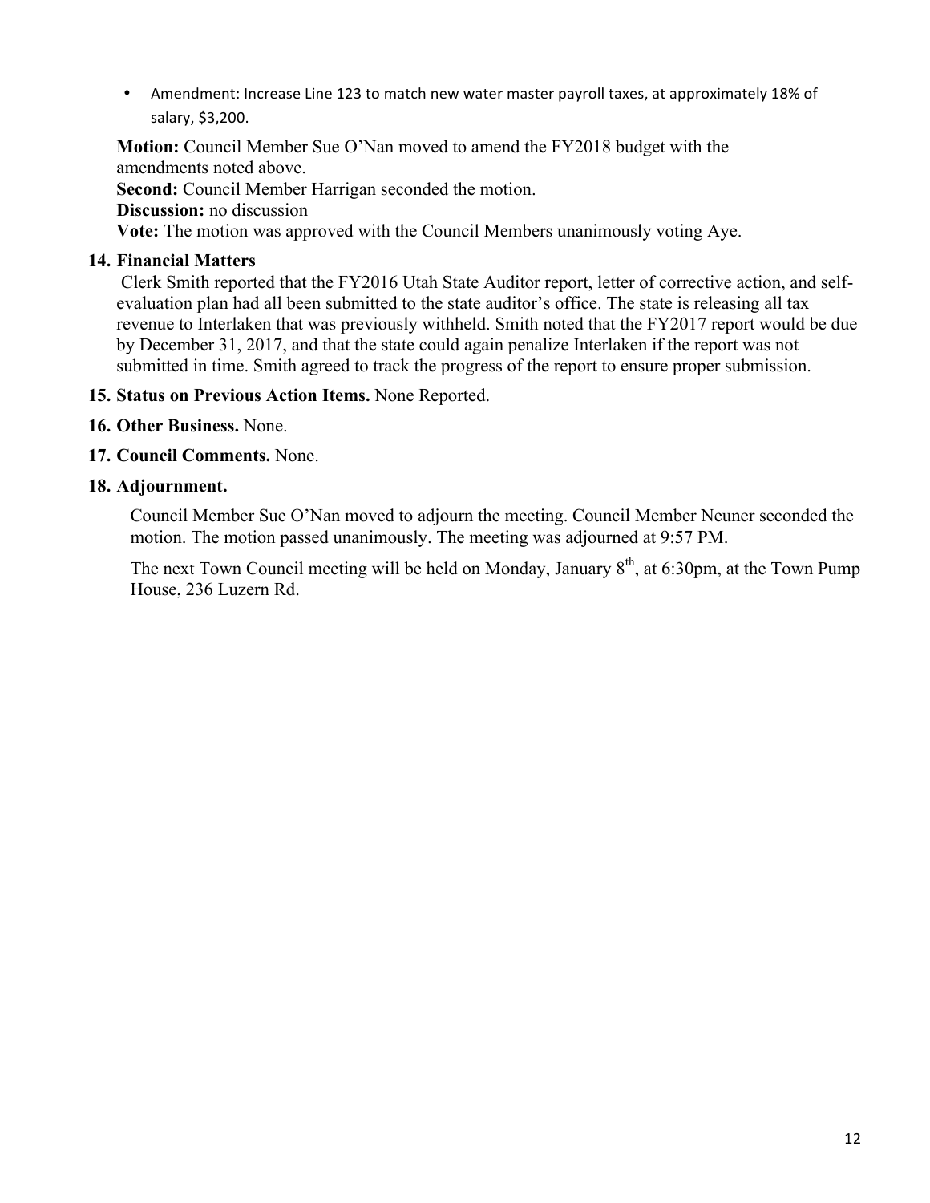- Amendment: Increase Line 123 to match new water master payroll taxes, at approximately 18% of salary, $3,200.

**Motion:** Council Member Sue O'Nan moved to amend the FY2018 budget with the amendments noted above.
**Second:** Council Member Harrigan seconded the motion.
**Discussion:** no discussion
**Vote:** The motion was approved with the Council Members unanimously voting Aye.

**14. Financial Matters**

Clerk Smith reported that the FY2016 Utah State Auditor report, letter of corrective action, and self-evaluation plan had all been submitted to the state auditor's office. The state is releasing all tax revenue to Interlaken that was previously withheld. Smith noted that the FY2017 report would be due by December 31, 2017, and that the state could again penalize Interlaken if the report was not submitted in time. Smith agreed to track the progress of the report to ensure proper submission.

**15. Status on Previous Action Items.** None Reported.

**16. Other Business.** None.

**17. Council Comments.** None.

**18. Adjournment.**

Council Member Sue O'Nan moved to adjourn the meeting. Council Member Neuner seconded the motion. The motion passed unanimously. The meeting was adjourned at 9:57 PM.

The next Town Council meeting will be held on Monday, January 8th, at 6:30pm, at the Town Pump House, 236 Luzern Rd.